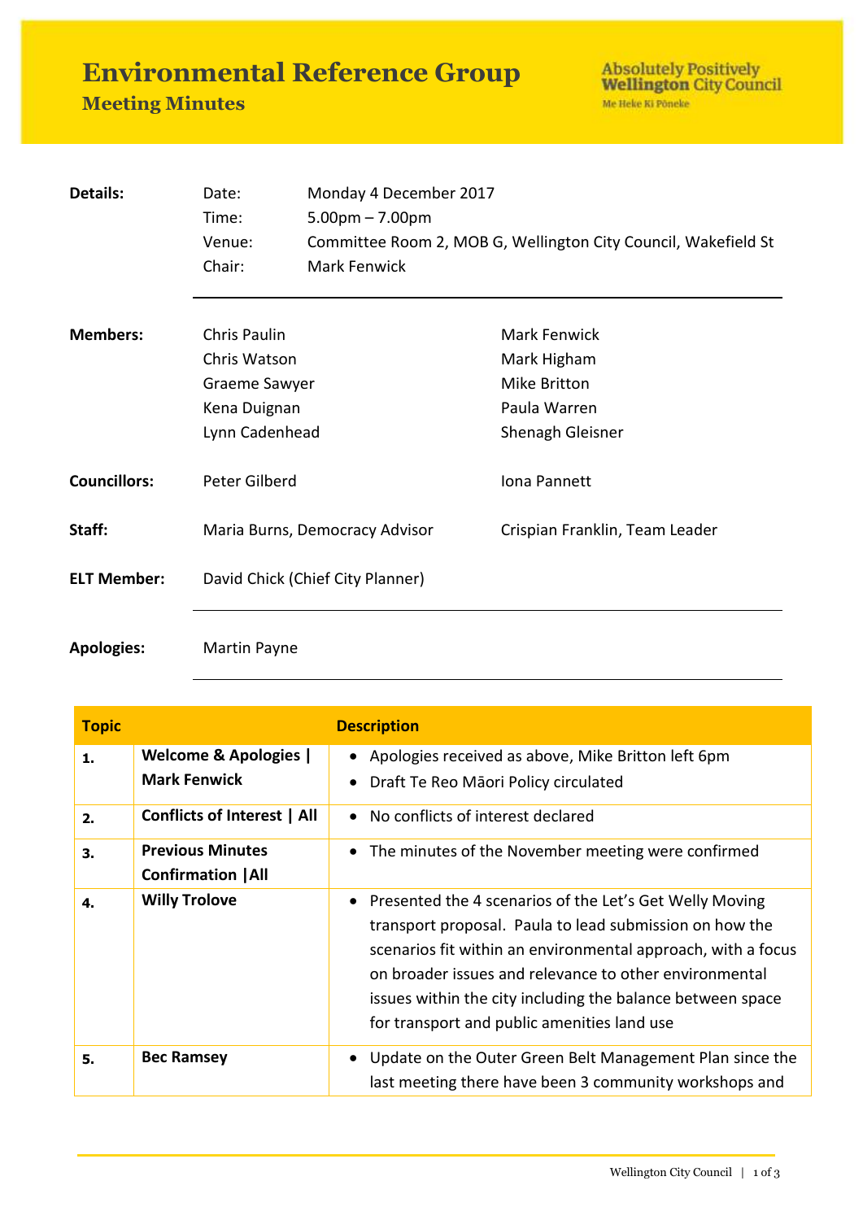# Environmental Reference Group

## Meeting Minutes

Absolutely Positively **Wellington** City Council
Me Heke Ki Pōneke

| | | |
|---|---|---|
| **Details:** | Date: | Monday 4 December 2017 |
| | Time: | 5.00pm – 7.00pm |
| | Venue: | Committee Room 2, MOB G, Wellington City Council, Wakefield St |
| | Chair: | Mark Fenwick |

| | | |
|---|---|---|
| **Members:** | Chris Paulin | Mark Fenwick |
| | Chris Watson | Mark Higham |
| | Graeme Sawyer | Mike Britton |
| | Kena Duignan | Paula Warren |
| | Lynn Cadenhead | Shenagh Gleisner |
| **Councillors:** | Peter Gilberd | Iona Pannett |
| **Staff:** | Maria Burns, Democracy Advisor | Crispian Franklin, Team Leader |
| **ELT Member:** | David Chick (Chief City Planner) | |
| **Apologies:** | Martin Payne | |

| Topic | | Description |
|---|---|---|
| **1.** | **Welcome & Apologies \| Mark Fenwick** | • Apologies received as above, Mike Britton left 6pm<br>• Draft Te Reo Māori Policy circulated |
| **2.** | **Conflicts of Interest \| All** | • No conflicts of interest declared |
| **3.** | **Previous Minutes Confirmation \|All** | • The minutes of the November meeting were confirmed |
| **4.** | **Willy Trolove** | • Presented the 4 scenarios of the Let's Get Welly Moving transport proposal. Paula to lead submission on how the scenarios fit within an environmental approach, with a focus on broader issues and relevance to other environmental issues within the city including the balance between space for transport and public amenities land use |
| **5.** | **Bec Ramsey** | • Update on the Outer Green Belt Management Plan since the last meeting there have been 3 community workshops and |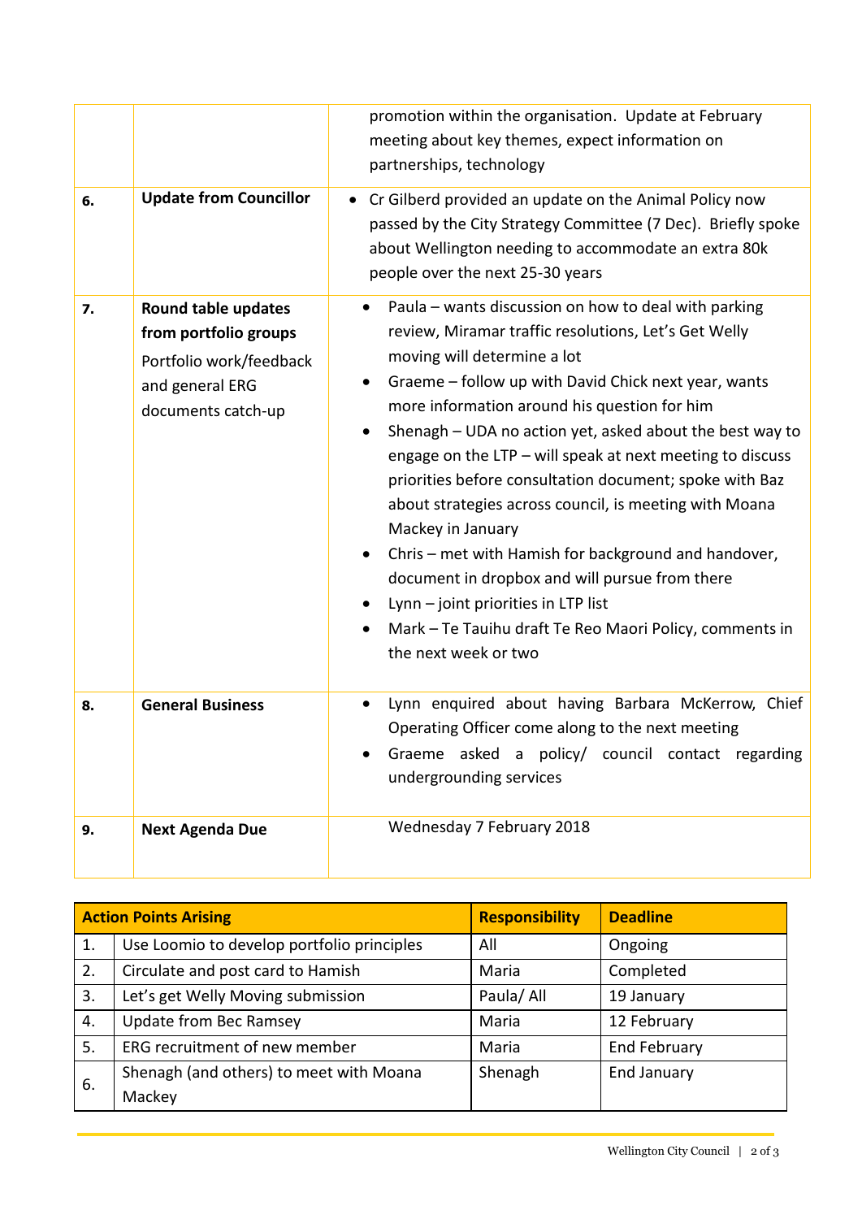| | | |
|---|---|---|
| | | promotion within the organisation. Update at February meeting about key themes, expect information on partnerships, technology |
| **6.** | **Update from Councillor** | • Cr Gilberd provided an update on the Animal Policy now passed by the City Strategy Committee (7 Dec). Briefly spoke about Wellington needing to accommodate an extra 80k people over the next 25-30 years |
| **7.** | **Round table updates from portfolio groups**<br>Portfolio work/feedback and general ERG documents catch-up | • Paula – wants discussion on how to deal with parking review, Miramar traffic resolutions, Let's Get Welly moving will determine a lot<br>• Graeme – follow up with David Chick next year, wants more information around his question for him<br>• Shenagh – UDA no action yet, asked about the best way to engage on the LTP – will speak at next meeting to discuss priorities before consultation document; spoke with Baz about strategies across council, is meeting with Moana Mackey in January<br>• Chris – met with Hamish for background and handover, document in dropbox and will pursue from there<br>• Lynn – joint priorities in LTP list<br>• Mark – Te Tauihu draft Te Reo Maori Policy, comments in the next week or two |
| **8.** | **General Business** | • Lynn enquired about having Barbara McKerrow, Chief Operating Officer come along to the next meeting<br>• Graeme asked a policy/ council contact regarding undergrounding services |
| **9.** | **Next Agenda Due** | Wednesday 7 February 2018 |

| **Action Points Arising** | | **Responsibility** | **Deadline** |
|---|---|---|---|
| 1. | Use Loomio to develop portfolio principles | All | Ongoing |
| 2. | Circulate and post card to Hamish | Maria | Completed |
| 3. | Let's get Welly Moving submission | Paula/ All | 19 January |
| 4. | Update from Bec Ramsey | Maria | 12 February |
| 5. | ERG recruitment of new member | Maria | End February |
| 6. | Shenagh (and others) to meet with Moana Mackey | Shenagh | End January |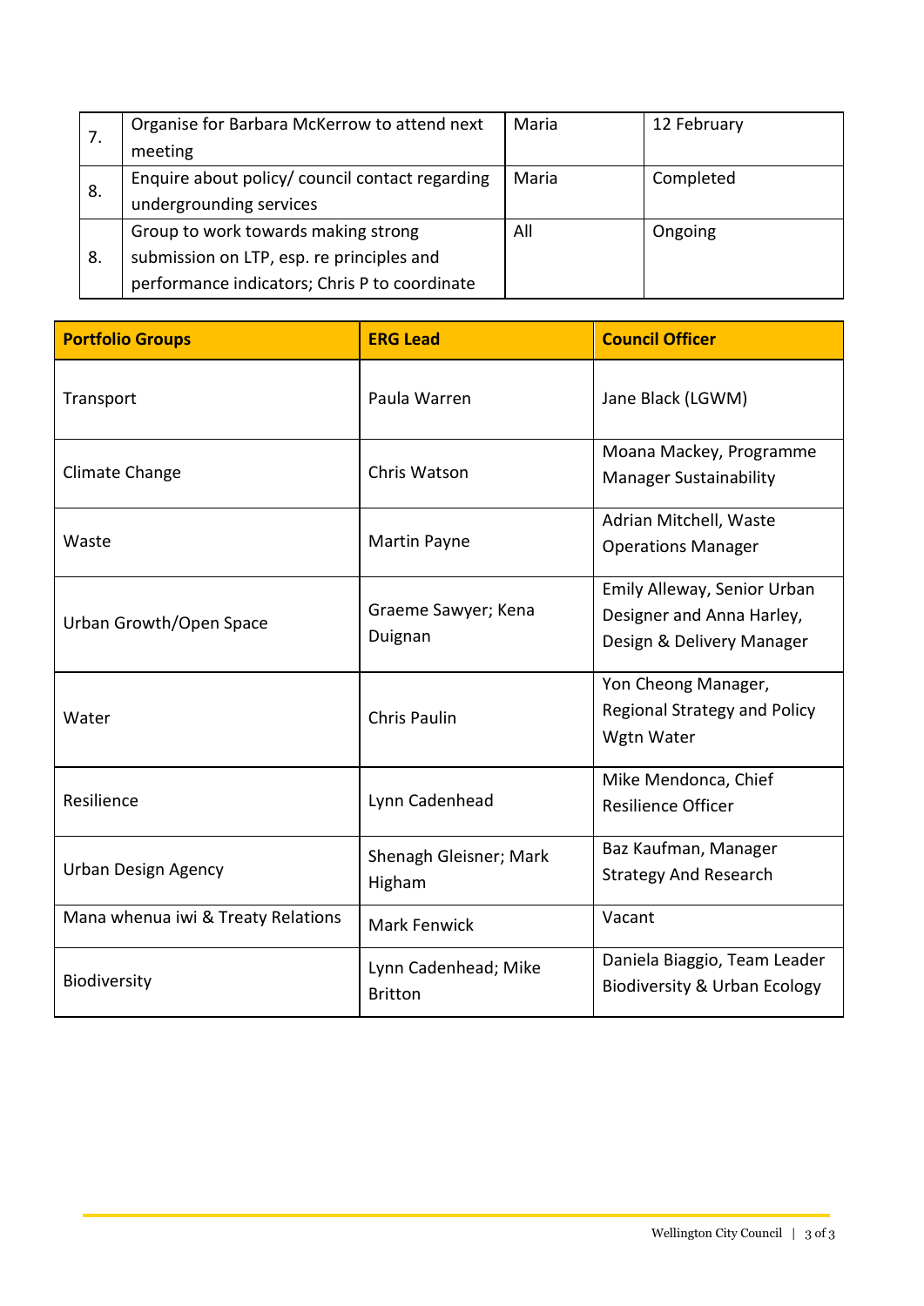| | | | |
|---|---|---|---|
| 7. | Organise for Barbara McKerrow to attend next meeting | Maria | 12 February |
| 8. | Enquire about policy/ council contact regarding undergrounding services | Maria | Completed |
| 8. | Group to work towards making strong submission on LTP, esp. re principles and performance indicators; Chris P to coordinate | All | Ongoing |

| **Portfolio Groups** | **ERG Lead** | **Council Officer** |
|---|---|---|
| Transport | Paula Warren | Jane Black (LGWM) |
| Climate Change | Chris Watson | Moana Mackey, Programme Manager Sustainability |
| Waste | Martin Payne | Adrian Mitchell, Waste Operations Manager |
| Urban Growth/Open Space | Graeme Sawyer; Kena Duignan | Emily Alleway, Senior Urban Designer and Anna Harley, Design & Delivery Manager |
| Water | Chris Paulin | Yon Cheong Manager, Regional Strategy and Policy Wgtn Water |
| Resilience | Lynn Cadenhead | Mike Mendonca, Chief Resilience Officer |
| Urban Design Agency | Shenagh Gleisner; Mark Higham | Baz Kaufman, Manager Strategy And Research |
| Mana whenua iwi & Treaty Relations | Mark Fenwick | Vacant |
| Biodiversity | Lynn Cadenhead; Mike Britton | Daniela Biaggio, Team Leader Biodiversity & Urban Ecology |